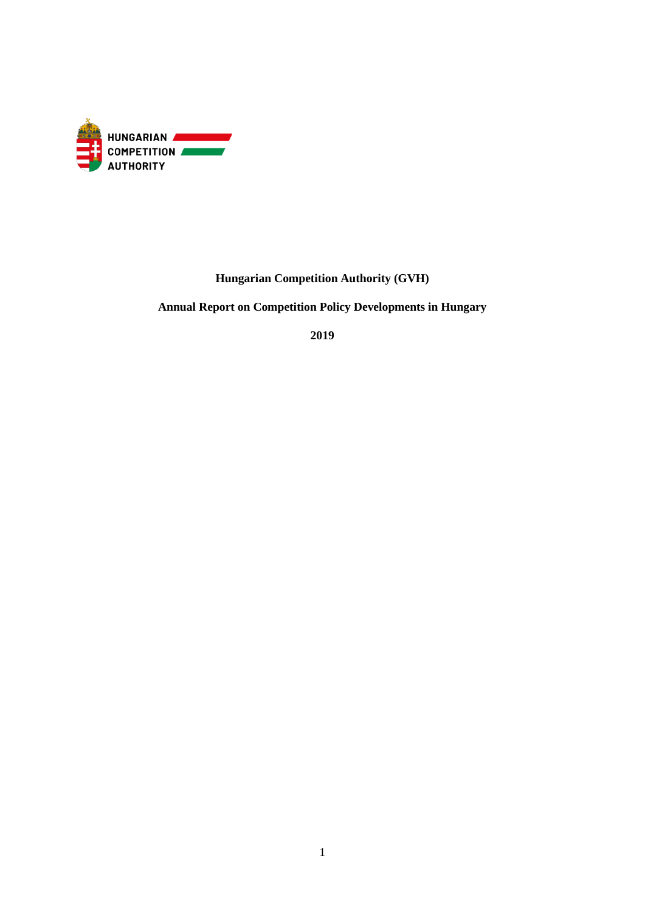HUNGARIAN COMPETITION AUTHORITY

**Hungarian Competition Authority (GVH)**

**Annual Report on Competition Policy Developments in Hungary**

**2019**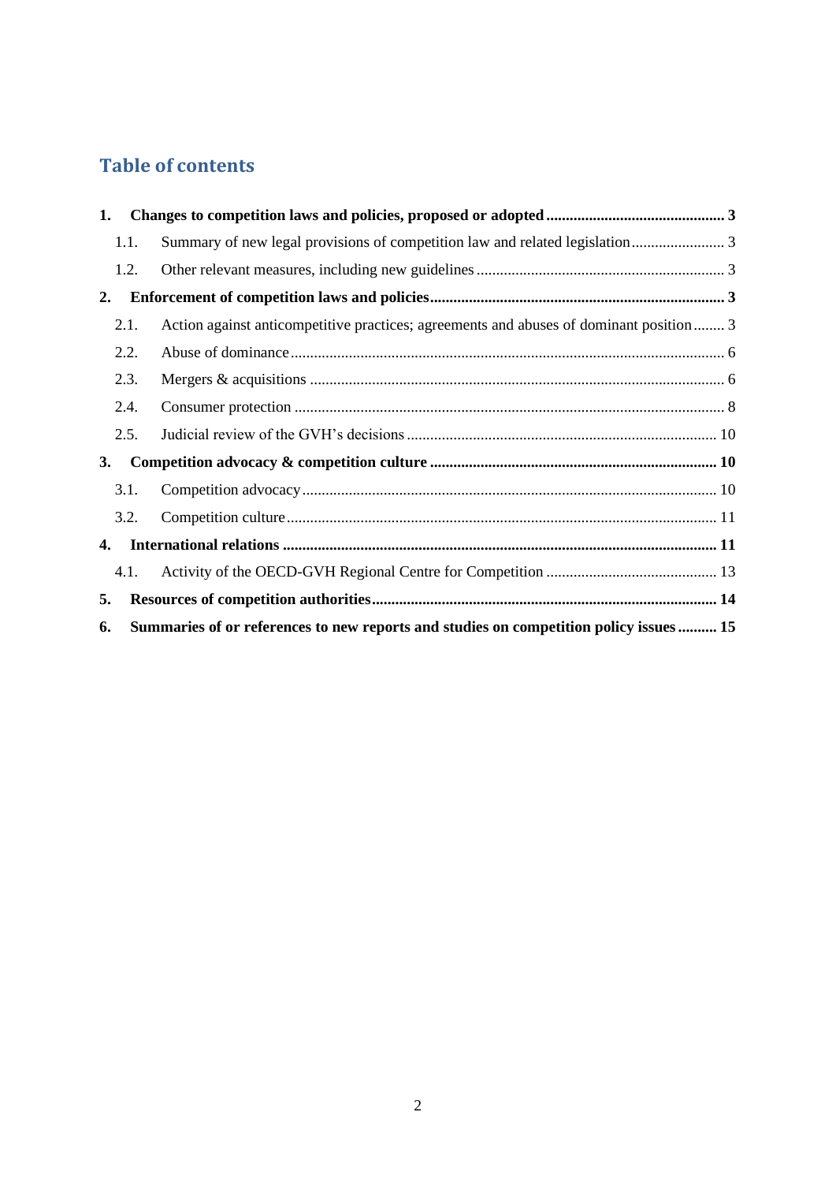## Table of contents

**1. Changes to competition laws and policies, proposed or adopted ........ 3**

- 1.1. Summary of new legal provisions of competition law and related legislation ........ 3
- 1.2. Other relevant measures, including new guidelines ........ 3

**2. Enforcement of competition laws and policies ........ 3**

- 2.1. Action against anticompetitive practices; agreements and abuses of dominant position ........ 3
- 2.2. Abuse of dominance ........ 6
- 2.3. Mergers & acquisitions ........ 6
- 2.4. Consumer protection ........ 8
- 2.5. Judicial review of the GVH's decisions ........ 10

**3. Competition advocacy & competition culture ........ 10**

- 3.1. Competition advocacy ........ 10
- 3.2. Competition culture ........ 11

**4. International relations ........ 11**

- 4.1. Activity of the OECD-GVH Regional Centre for Competition ........ 13

**5. Resources of competition authorities ........ 14**

**6. Summaries of or references to new reports and studies on competition policy issues ........ 15**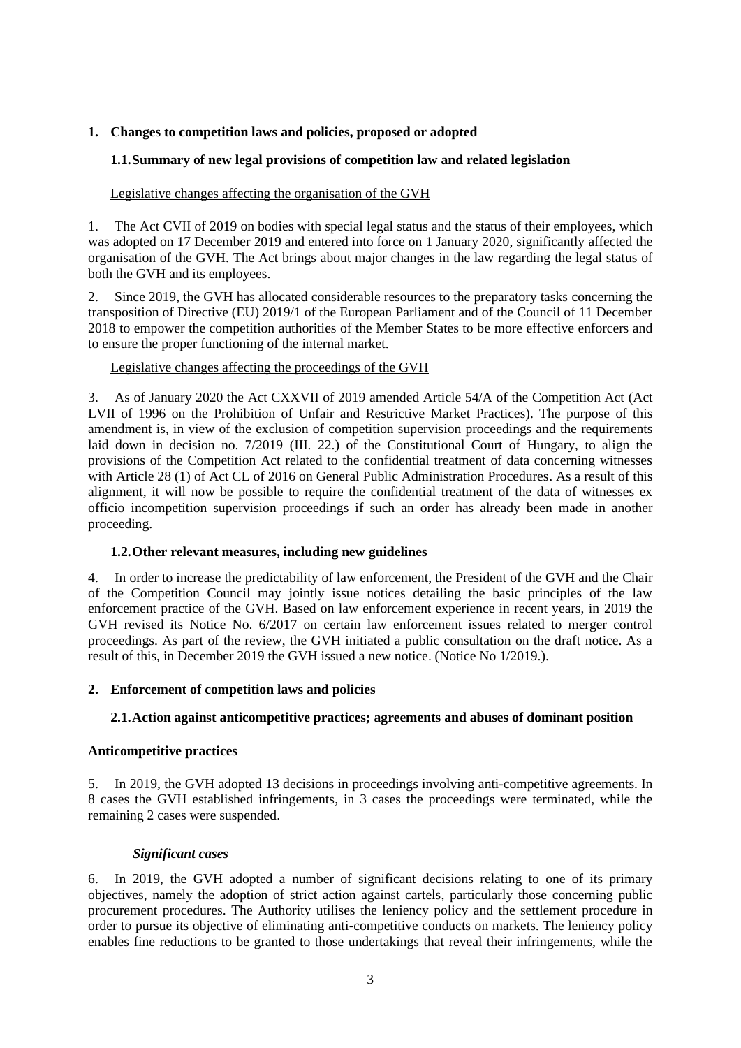## 1. Changes to competition laws and policies, proposed or adopted

### 1.1. Summary of new legal provisions of competition law and related legislation

Legislative changes affecting the organisation of the GVH

1. The Act CVII of 2019 on bodies with special legal status and the status of their employees, which was adopted on 17 December 2019 and entered into force on 1 January 2020, significantly affected the organisation of the GVH. The Act brings about major changes in the law regarding the legal status of both the GVH and its employees.

2. Since 2019, the GVH has allocated considerable resources to the preparatory tasks concerning the transposition of Directive (EU) 2019/1 of the European Parliament and of the Council of 11 December 2018 to empower the competition authorities of the Member States to be more effective enforcers and to ensure the proper functioning of the internal market.

Legislative changes affecting the proceedings of the GVH

3. As of January 2020 the Act CXXVII of 2019 amended Article 54/A of the Competition Act (Act LVII of 1996 on the Prohibition of Unfair and Restrictive Market Practices). The purpose of this amendment is, in view of the exclusion of competition supervision proceedings and the requirements laid down in decision no. 7/2019 (III. 22.) of the Constitutional Court of Hungary, to align the provisions of the Competition Act related to the confidential treatment of data concerning witnesses with Article 28 (1) of Act CL of 2016 on General Public Administration Procedures. As a result of this alignment, it will now be possible to require the confidential treatment of the data of witnesses ex officio incompetition supervision proceedings if such an order has already been made in another proceeding.

### 1.2. Other relevant measures, including new guidelines

4. In order to increase the predictability of law enforcement, the President of the GVH and the Chair of the Competition Council may jointly issue notices detailing the basic principles of the law enforcement practice of the GVH. Based on law enforcement experience in recent years, in 2019 the GVH revised its Notice No. 6/2017 on certain law enforcement issues related to merger control proceedings. As part of the review, the GVH initiated a public consultation on the draft notice. As a result of this, in December 2019 the GVH issued a new notice. (Notice No 1/2019.).

## 2. Enforcement of competition laws and policies

### 2.1. Action against anticompetitive practices; agreements and abuses of dominant position

**Anticompetitive practices**

5. In 2019, the GVH adopted 13 decisions in proceedings involving anti-competitive agreements. In 8 cases the GVH established infringements, in 3 cases the proceedings were terminated, while the remaining 2 cases were suspended.

***Significant cases***

6. In 2019, the GVH adopted a number of significant decisions relating to one of its primary objectives, namely the adoption of strict action against cartels, particularly those concerning public procurement procedures. The Authority utilises the leniency policy and the settlement procedure in order to pursue its objective of eliminating anti-competitive conducts on markets. The leniency policy enables fine reductions to be granted to those undertakings that reveal their infringements, while the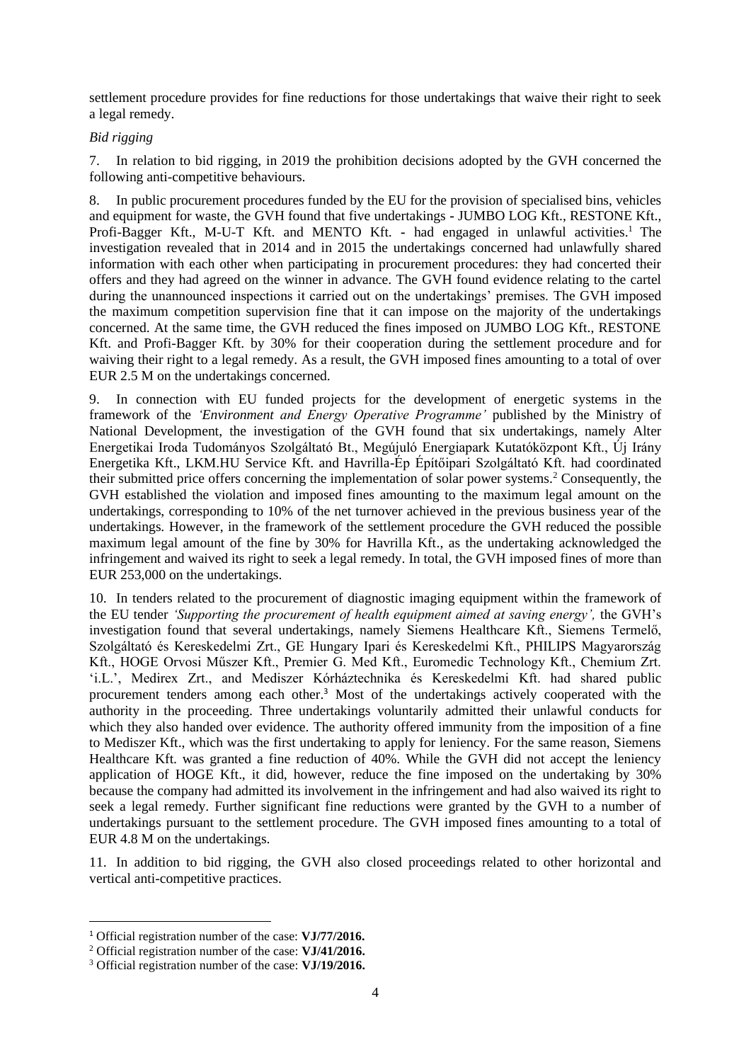settlement procedure provides for fine reductions for those undertakings that waive their right to seek a legal remedy.

*Bid rigging*

7. In relation to bid rigging, in 2019 the prohibition decisions adopted by the GVH concerned the following anti-competitive behaviours.

8. In public procurement procedures funded by the EU for the provision of specialised bins, vehicles and equipment for waste, the GVH found that five undertakings - JUMBO LOG Kft., RESTONE Kft., Profi-Bagger Kft., M-U-T Kft. and MENTO Kft. - had engaged in unlawful activities.[1] The investigation revealed that in 2014 and in 2015 the undertakings concerned had unlawfully shared information with each other when participating in procurement procedures: they had concerted their offers and they had agreed on the winner in advance. The GVH found evidence relating to the cartel during the unannounced inspections it carried out on the undertakings' premises. The GVH imposed the maximum competition supervision fine that it can impose on the majority of the undertakings concerned. At the same time, the GVH reduced the fines imposed on JUMBO LOG Kft., RESTONE Kft. and Profi-Bagger Kft. by 30% for their cooperation during the settlement procedure and for waiving their right to a legal remedy. As a result, the GVH imposed fines amounting to a total of over EUR 2.5 M on the undertakings concerned.

9. In connection with EU funded projects for the development of energetic systems in the framework of the *'Environment and Energy Operative Programme'* published by the Ministry of National Development, the investigation of the GVH found that six undertakings, namely Alter Energetikai Iroda Tudományos Szolgáltató Bt., Megújuló Energiapark Kutatóközpont Kft., Új Irány Energetika Kft., LKM.HU Service Kft. and Havrilla-Ép Építőipari Szolgáltató Kft. had coordinated their submitted price offers concerning the implementation of solar power systems.[2] Consequently, the GVH established the violation and imposed fines amounting to the maximum legal amount on the undertakings, corresponding to 10% of the net turnover achieved in the previous business year of the undertakings. However, in the framework of the settlement procedure the GVH reduced the possible maximum legal amount of the fine by 30% for Havrilla Kft., as the undertaking acknowledged the infringement and waived its right to seek a legal remedy. In total, the GVH imposed fines of more than EUR 253,000 on the undertakings.

10. In tenders related to the procurement of diagnostic imaging equipment within the framework of the EU tender *'Supporting the procurement of health equipment aimed at saving energy',* the GVH's investigation found that several undertakings, namely Siemens Healthcare Kft., Siemens Termelő, Szolgáltató és Kereskedelmi Zrt., GE Hungary Ipari és Kereskedelmi Kft., PHILIPS Magyarország Kft., HOGE Orvosi Műszer Kft., Premier G. Med Kft., Euromedic Technology Kft., Chemium Zrt. 'i.L.', Medirex Zrt., and Mediszer Kórháztechnika és Kereskedelmi Kft. had shared public procurement tenders among each other.[3] Most of the undertakings actively cooperated with the authority in the proceeding. Three undertakings voluntarily admitted their unlawful conducts for which they also handed over evidence. The authority offered immunity from the imposition of a fine to Mediszer Kft., which was the first undertaking to apply for leniency. For the same reason, Siemens Healthcare Kft. was granted a fine reduction of 40%. While the GVH did not accept the leniency application of HOGE Kft., it did, however, reduce the fine imposed on the undertaking by 30% because the company had admitted its involvement in the infringement and had also waived its right to seek a legal remedy. Further significant fine reductions were granted by the GVH to a number of undertakings pursuant to the settlement procedure. The GVH imposed fines amounting to a total of EUR 4.8 M on the undertakings.

11. In addition to bid rigging, the GVH also closed proceedings related to other horizontal and vertical anti-competitive practices.

---

[1] Official registration number of the case: **VJ/77/2016.**

[2] Official registration number of the case: **VJ/41/2016.**

[3] Official registration number of the case: **VJ/19/2016.**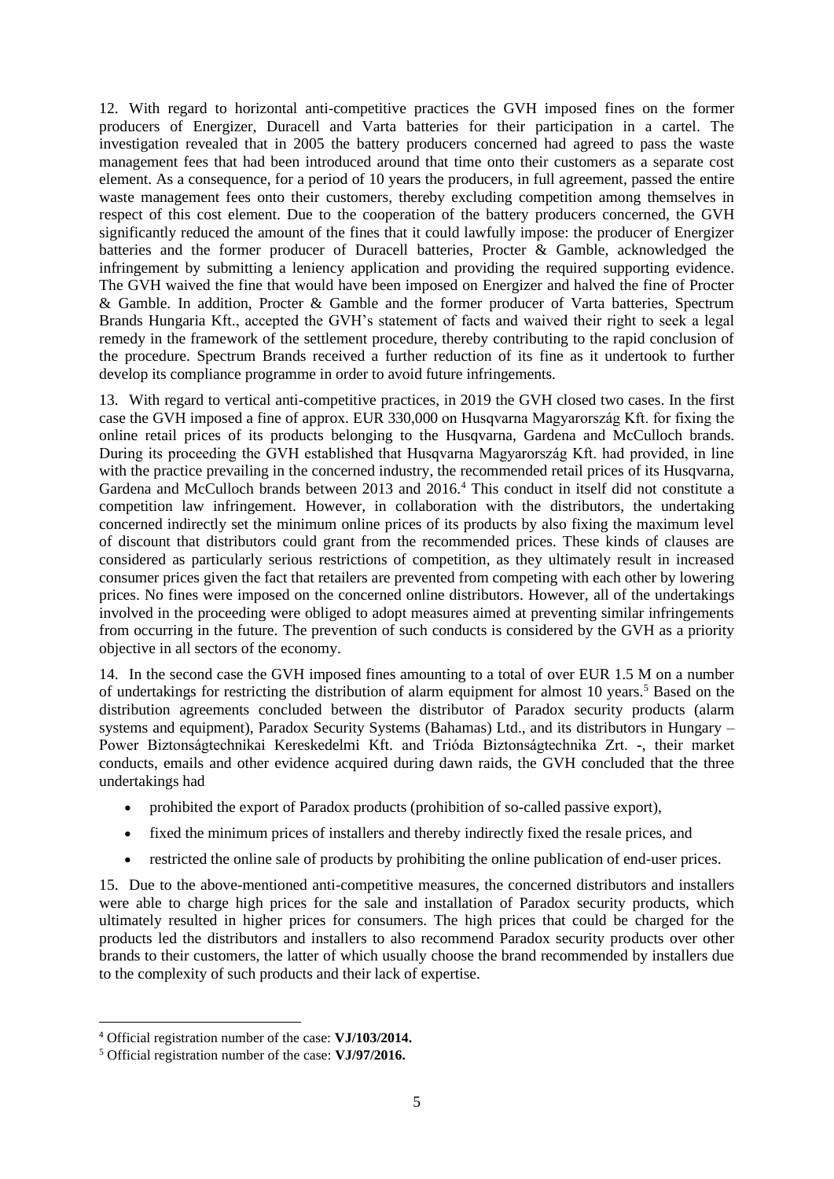12. With regard to horizontal anti-competitive practices the GVH imposed fines on the former producers of Energizer, Duracell and Varta batteries for their participation in a cartel. The investigation revealed that in 2005 the battery producers concerned had agreed to pass the waste management fees that had been introduced around that time onto their customers as a separate cost element. As a consequence, for a period of 10 years the producers, in full agreement, passed the entire waste management fees onto their customers, thereby excluding competition among themselves in respect of this cost element. Due to the cooperation of the battery producers concerned, the GVH significantly reduced the amount of the fines that it could lawfully impose: the producer of Energizer batteries and the former producer of Duracell batteries, Procter & Gamble, acknowledged the infringement by submitting a leniency application and providing the required supporting evidence. The GVH waived the fine that would have been imposed on Energizer and halved the fine of Procter & Gamble. In addition, Procter & Gamble and the former producer of Varta batteries, Spectrum Brands Hungaria Kft., accepted the GVH's statement of facts and waived their right to seek a legal remedy in the framework of the settlement procedure, thereby contributing to the rapid conclusion of the procedure. Spectrum Brands received a further reduction of its fine as it undertook to further develop its compliance programme in order to avoid future infringements.

13. With regard to vertical anti-competitive practices, in 2019 the GVH closed two cases. In the first case the GVH imposed a fine of approx. EUR 330,000 on Husqvarna Magyarország Kft. for fixing the online retail prices of its products belonging to the Husqvarna, Gardena and McCulloch brands. During its proceeding the GVH established that Husqvarna Magyarország Kft. had provided, in line with the practice prevailing in the concerned industry, the recommended retail prices of its Husqvarna, Gardena and McCulloch brands between 2013 and 2016.[4] This conduct in itself did not constitute a competition law infringement. However, in collaboration with the distributors, the undertaking concerned indirectly set the minimum online prices of its products by also fixing the maximum level of discount that distributors could grant from the recommended prices. These kinds of clauses are considered as particularly serious restrictions of competition, as they ultimately result in increased consumer prices given the fact that retailers are prevented from competing with each other by lowering prices. No fines were imposed on the concerned online distributors. However, all of the undertakings involved in the proceeding were obliged to adopt measures aimed at preventing similar infringements from occurring in the future. The prevention of such conducts is considered by the GVH as a priority objective in all sectors of the economy.

14. In the second case the GVH imposed fines amounting to a total of over EUR 1.5 M on a number of undertakings for restricting the distribution of alarm equipment for almost 10 years.[5] Based on the distribution agreements concluded between the distributor of Paradox security products (alarm systems and equipment), Paradox Security Systems (Bahamas) Ltd., and its distributors in Hungary – Power Biztonságtechnikai Kereskedelmi Kft. and Trióda Biztonságtechnika Zrt. -, their market conducts, emails and other evidence acquired during dawn raids, the GVH concluded that the three undertakings had

- prohibited the export of Paradox products (prohibition of so-called passive export),
- fixed the minimum prices of installers and thereby indirectly fixed the resale prices, and
- restricted the online sale of products by prohibiting the online publication of end-user prices.

15. Due to the above-mentioned anti-competitive measures, the concerned distributors and installers were able to charge high prices for the sale and installation of Paradox security products, which ultimately resulted in higher prices for consumers. The high prices that could be charged for the products led the distributors and installers to also recommend Paradox security products over other brands to their customers, the latter of which usually choose the brand recommended by installers due to the complexity of such products and their lack of expertise.

---

[4] Official registration number of the case: **VJ/103/2014.**

[5] Official registration number of the case: **VJ/97/2016.**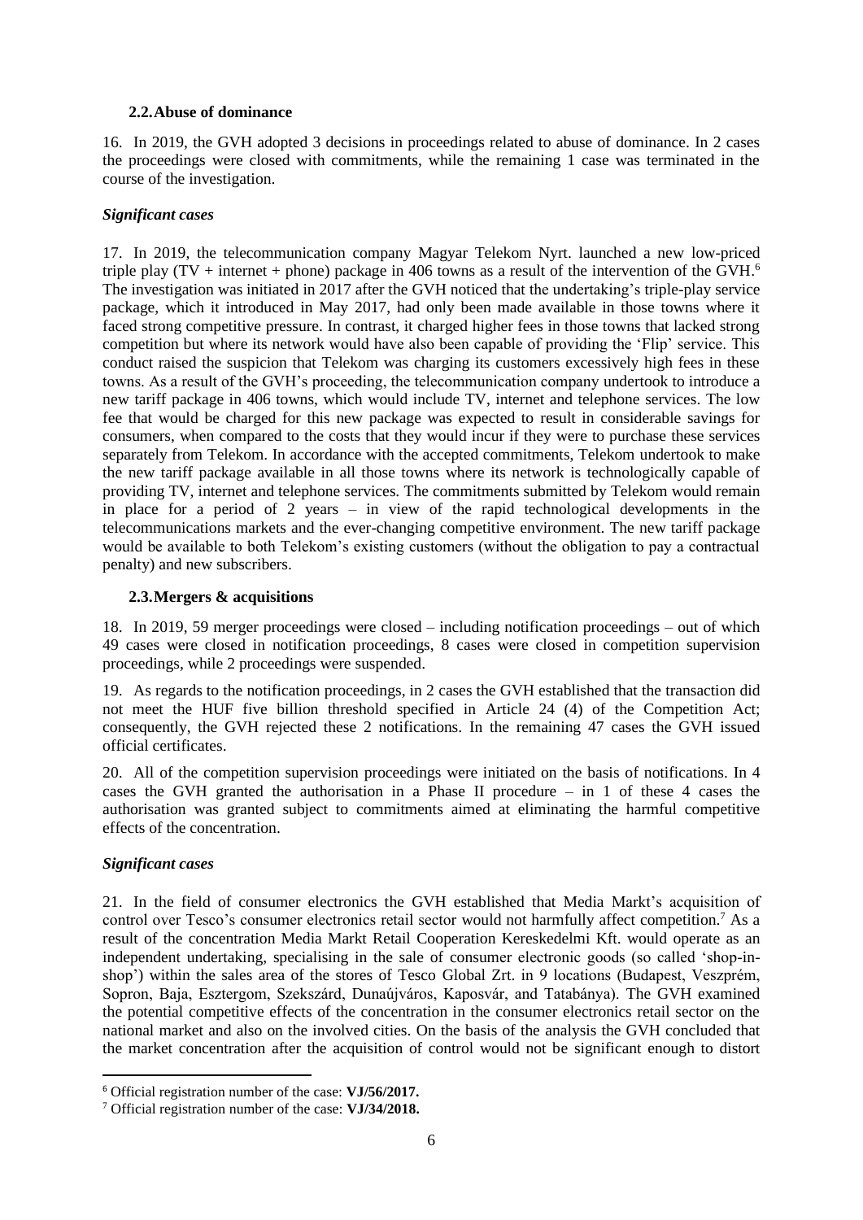### 2.2. Abuse of dominance

16. In 2019, the GVH adopted 3 decisions in proceedings related to abuse of dominance. In 2 cases the proceedings were closed with commitments, while the remaining 1 case was terminated in the course of the investigation.

#### *Significant cases*

17. In 2019, the telecommunication company Magyar Telekom Nyrt. launched a new low-priced triple play (TV + internet + phone) package in 406 towns as a result of the intervention of the GVH.[6] The investigation was initiated in 2017 after the GVH noticed that the undertaking's triple-play service package, which it introduced in May 2017, had only been made available in those towns where it faced strong competitive pressure. In contrast, it charged higher fees in those towns that lacked strong competition but where its network would have also been capable of providing the 'Flip' service. This conduct raised the suspicion that Telekom was charging its customers excessively high fees in these towns. As a result of the GVH's proceeding, the telecommunication company undertook to introduce a new tariff package in 406 towns, which would include TV, internet and telephone services. The low fee that would be charged for this new package was expected to result in considerable savings for consumers, when compared to the costs that they would incur if they were to purchase these services separately from Telekom. In accordance with the accepted commitments, Telekom undertook to make the new tariff package available in all those towns where its network is technologically capable of providing TV, internet and telephone services. The commitments submitted by Telekom would remain in place for a period of 2 years – in view of the rapid technological developments in the telecommunications markets and the ever-changing competitive environment. The new tariff package would be available to both Telekom's existing customers (without the obligation to pay a contractual penalty) and new subscribers.

### 2.3. Mergers & acquisitions

18. In 2019, 59 merger proceedings were closed – including notification proceedings – out of which 49 cases were closed in notification proceedings, 8 cases were closed in competition supervision proceedings, while 2 proceedings were suspended.

19. As regards to the notification proceedings, in 2 cases the GVH established that the transaction did not meet the HUF five billion threshold specified in Article 24 (4) of the Competition Act; consequently, the GVH rejected these 2 notifications. In the remaining 47 cases the GVH issued official certificates.

20. All of the competition supervision proceedings were initiated on the basis of notifications. In 4 cases the GVH granted the authorisation in a Phase II procedure – in 1 of these 4 cases the authorisation was granted subject to commitments aimed at eliminating the harmful competitive effects of the concentration.

#### *Significant cases*

21. In the field of consumer electronics the GVH established that Media Markt's acquisition of control over Tesco's consumer electronics retail sector would not harmfully affect competition.[7] As a result of the concentration Media Markt Retail Cooperation Kereskedelmi Kft. would operate as an independent undertaking, specialising in the sale of consumer electronic goods (so called 'shop-in-shop') within the sales area of the stores of Tesco Global Zrt. in 9 locations (Budapest, Veszprém, Sopron, Baja, Esztergom, Szekszárd, Dunaújváros, Kaposvár, and Tatabánya). The GVH examined the potential competitive effects of the concentration in the consumer electronics retail sector on the national market and also on the involved cities. On the basis of the analysis the GVH concluded that the market concentration after the acquisition of control would not be significant enough to distort

---

[6] Official registration number of the case: **VJ/56/2017.**

[7] Official registration number of the case: **VJ/34/2018.**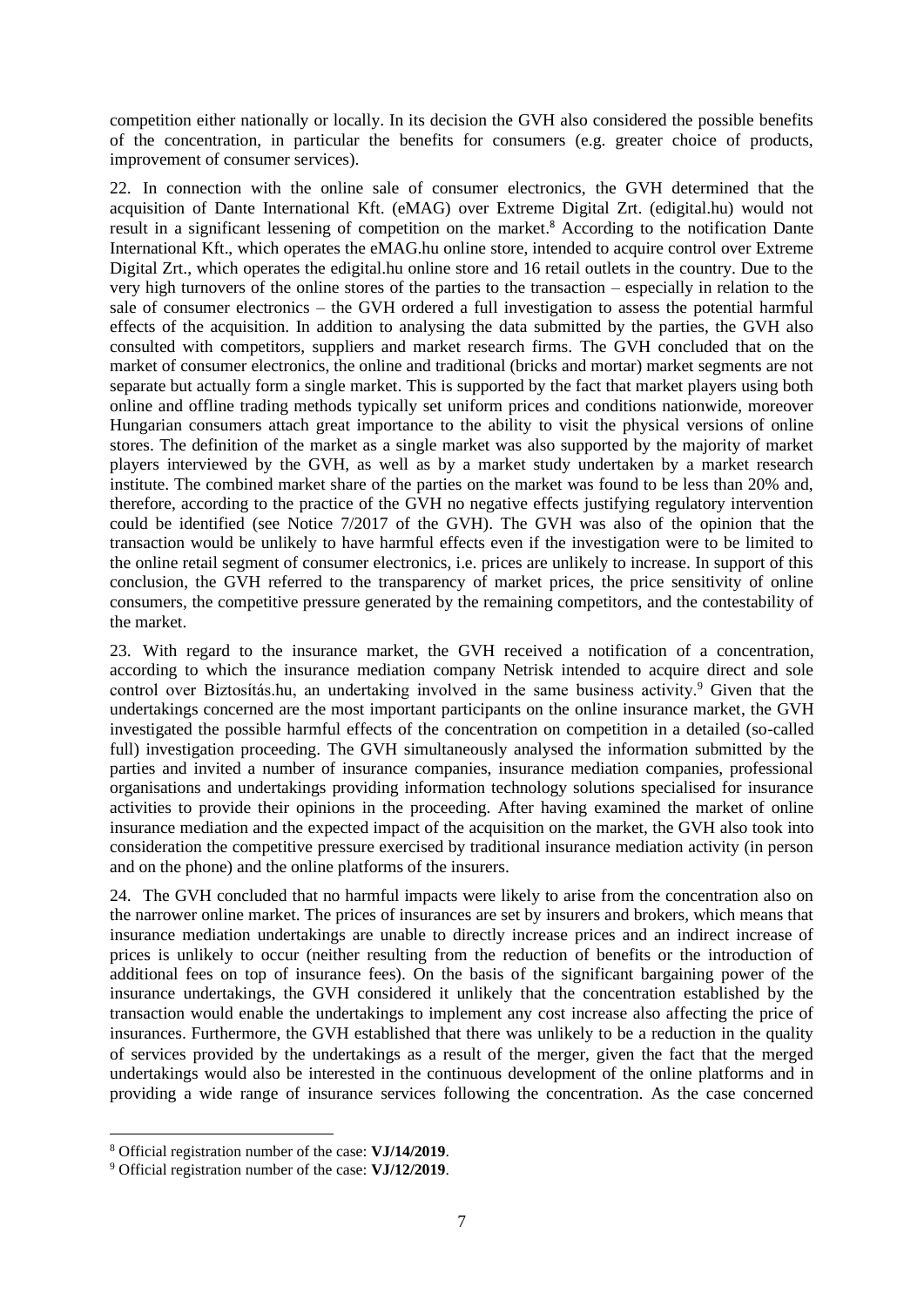competition either nationally or locally. In its decision the GVH also considered the possible benefits of the concentration, in particular the benefits for consumers (e.g. greater choice of products, improvement of consumer services).

22. In connection with the online sale of consumer electronics, the GVH determined that the acquisition of Dante International Kft. (eMAG) over Extreme Digital Zrt. (edigital.hu) would not result in a significant lessening of competition on the market.[8] According to the notification Dante International Kft., which operates the eMAG.hu online store, intended to acquire control over Extreme Digital Zrt., which operates the edigital.hu online store and 16 retail outlets in the country. Due to the very high turnovers of the online stores of the parties to the transaction – especially in relation to the sale of consumer electronics – the GVH ordered a full investigation to assess the potential harmful effects of the acquisition. In addition to analysing the data submitted by the parties, the GVH also consulted with competitors, suppliers and market research firms. The GVH concluded that on the market of consumer electronics, the online and traditional (bricks and mortar) market segments are not separate but actually form a single market. This is supported by the fact that market players using both online and offline trading methods typically set uniform prices and conditions nationwide, moreover Hungarian consumers attach great importance to the ability to visit the physical versions of online stores. The definition of the market as a single market was also supported by the majority of market players interviewed by the GVH, as well as by a market study undertaken by a market research institute. The combined market share of the parties on the market was found to be less than 20% and, therefore, according to the practice of the GVH no negative effects justifying regulatory intervention could be identified (see Notice 7/2017 of the GVH). The GVH was also of the opinion that the transaction would be unlikely to have harmful effects even if the investigation were to be limited to the online retail segment of consumer electronics, i.e. prices are unlikely to increase. In support of this conclusion, the GVH referred to the transparency of market prices, the price sensitivity of online consumers, the competitive pressure generated by the remaining competitors, and the contestability of the market.

23. With regard to the insurance market, the GVH received a notification of a concentration, according to which the insurance mediation company Netrisk intended to acquire direct and sole control over Biztosítás.hu, an undertaking involved in the same business activity.[9] Given that the undertakings concerned are the most important participants on the online insurance market, the GVH investigated the possible harmful effects of the concentration on competition in a detailed (so-called full) investigation proceeding. The GVH simultaneously analysed the information submitted by the parties and invited a number of insurance companies, insurance mediation companies, professional organisations and undertakings providing information technology solutions specialised for insurance activities to provide their opinions in the proceeding. After having examined the market of online insurance mediation and the expected impact of the acquisition on the market, the GVH also took into consideration the competitive pressure exercised by traditional insurance mediation activity (in person and on the phone) and the online platforms of the insurers.

24. The GVH concluded that no harmful impacts were likely to arise from the concentration also on the narrower online market. The prices of insurances are set by insurers and brokers, which means that insurance mediation undertakings are unable to directly increase prices and an indirect increase of prices is unlikely to occur (neither resulting from the reduction of benefits or the introduction of additional fees on top of insurance fees). On the basis of the significant bargaining power of the insurance undertakings, the GVH considered it unlikely that the concentration established by the transaction would enable the undertakings to implement any cost increase also affecting the price of insurances. Furthermore, the GVH established that there was unlikely to be a reduction in the quality of services provided by the undertakings as a result of the merger, given the fact that the merged undertakings would also be interested in the continuous development of the online platforms and in providing a wide range of insurance services following the concentration. As the case concerned

[8] Official registration number of the case: **VJ/14/2019**.

[9] Official registration number of the case: **VJ/12/2019**.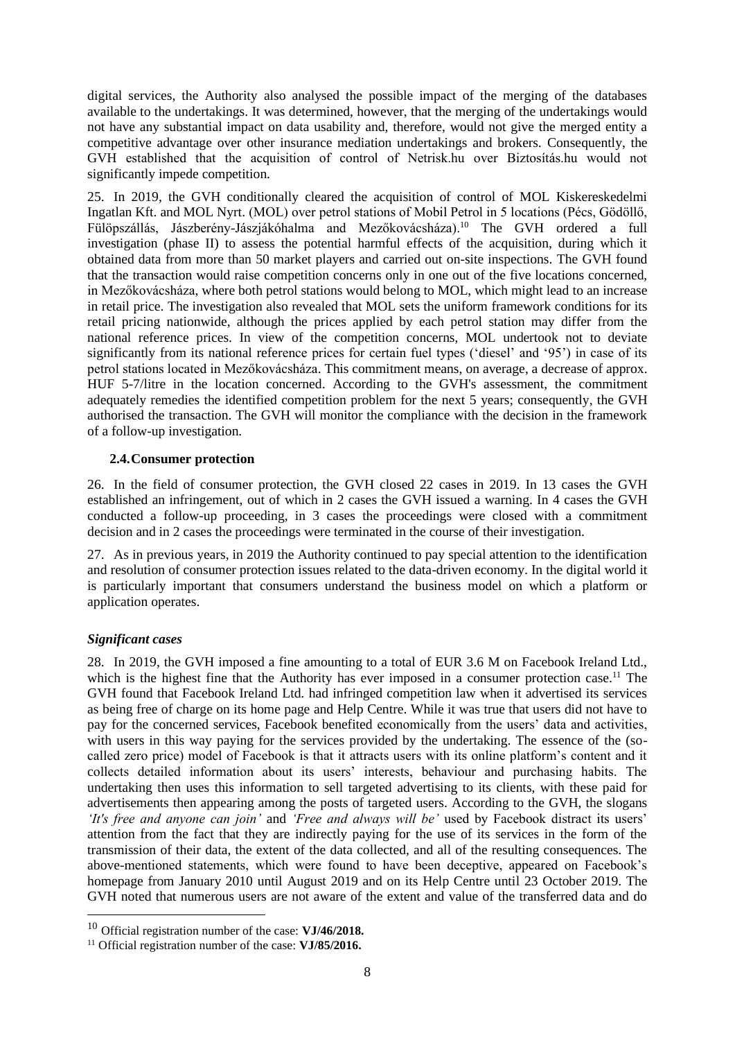digital services, the Authority also analysed the possible impact of the merging of the databases available to the undertakings. It was determined, however, that the merging of the undertakings would not have any substantial impact on data usability and, therefore, would not give the merged entity a competitive advantage over other insurance mediation undertakings and brokers. Consequently, the GVH established that the acquisition of control of Netrisk.hu over Biztosítás.hu would not significantly impede competition.

25. In 2019, the GVH conditionally cleared the acquisition of control of MOL Kiskereskedelmi Ingatlan Kft. and MOL Nyrt. (MOL) over petrol stations of Mobil Petrol in 5 locations (Pécs, Gödöllő, Fülöpszállás, Jászberény-Jászjákóhalma and Mezőkovácsháza).[10] The GVH ordered a full investigation (phase II) to assess the potential harmful effects of the acquisition, during which it obtained data from more than 50 market players and carried out on-site inspections. The GVH found that the transaction would raise competition concerns only in one out of the five locations concerned, in Mezőkovácsháza, where both petrol stations would belong to MOL, which might lead to an increase in retail price. The investigation also revealed that MOL sets the uniform framework conditions for its retail pricing nationwide, although the prices applied by each petrol station may differ from the national reference prices. In view of the competition concerns, MOL undertook not to deviate significantly from its national reference prices for certain fuel types ('diesel' and '95') in case of its petrol stations located in Mezőkovácsháza. This commitment means, on average, a decrease of approx. HUF 5-7/litre in the location concerned. According to the GVH's assessment, the commitment adequately remedies the identified competition problem for the next 5 years; consequently, the GVH authorised the transaction. The GVH will monitor the compliance with the decision in the framework of a follow-up investigation.

### 2.4. Consumer protection

26. In the field of consumer protection, the GVH closed 22 cases in 2019. In 13 cases the GVH established an infringement, out of which in 2 cases the GVH issued a warning. In 4 cases the GVH conducted a follow-up proceeding, in 3 cases the proceedings were closed with a commitment decision and in 2 cases the proceedings were terminated in the course of their investigation.

27. As in previous years, in 2019 the Authority continued to pay special attention to the identification and resolution of consumer protection issues related to the data-driven economy. In the digital world it is particularly important that consumers understand the business model on which a platform or application operates.

#### *Significant cases*

28. In 2019, the GVH imposed a fine amounting to a total of EUR 3.6 M on Facebook Ireland Ltd., which is the highest fine that the Authority has ever imposed in a consumer protection case.[11] The GVH found that Facebook Ireland Ltd. had infringed competition law when it advertised its services as being free of charge on its home page and Help Centre. While it was true that users did not have to pay for the concerned services, Facebook benefited economically from the users' data and activities, with users in this way paying for the services provided by the undertaking. The essence of the (so-called zero price) model of Facebook is that it attracts users with its online platform's content and it collects detailed information about its users' interests, behaviour and purchasing habits. The undertaking then uses this information to sell targeted advertising to its clients, with these paid for advertisements then appearing among the posts of targeted users. According to the GVH, the slogans *'It's free and anyone can join'* and *'Free and always will be'* used by Facebook distract its users' attention from the fact that they are indirectly paying for the use of its services in the form of the transmission of their data, the extent of the data collected, and all of the resulting consequences. The above-mentioned statements, which were found to have been deceptive, appeared on Facebook's homepage from January 2010 until August 2019 and on its Help Centre until 23 October 2019. The GVH noted that numerous users are not aware of the extent and value of the transferred data and do

---

[10] Official registration number of the case: **VJ/46/2018.**

[11] Official registration number of the case: **VJ/85/2016.**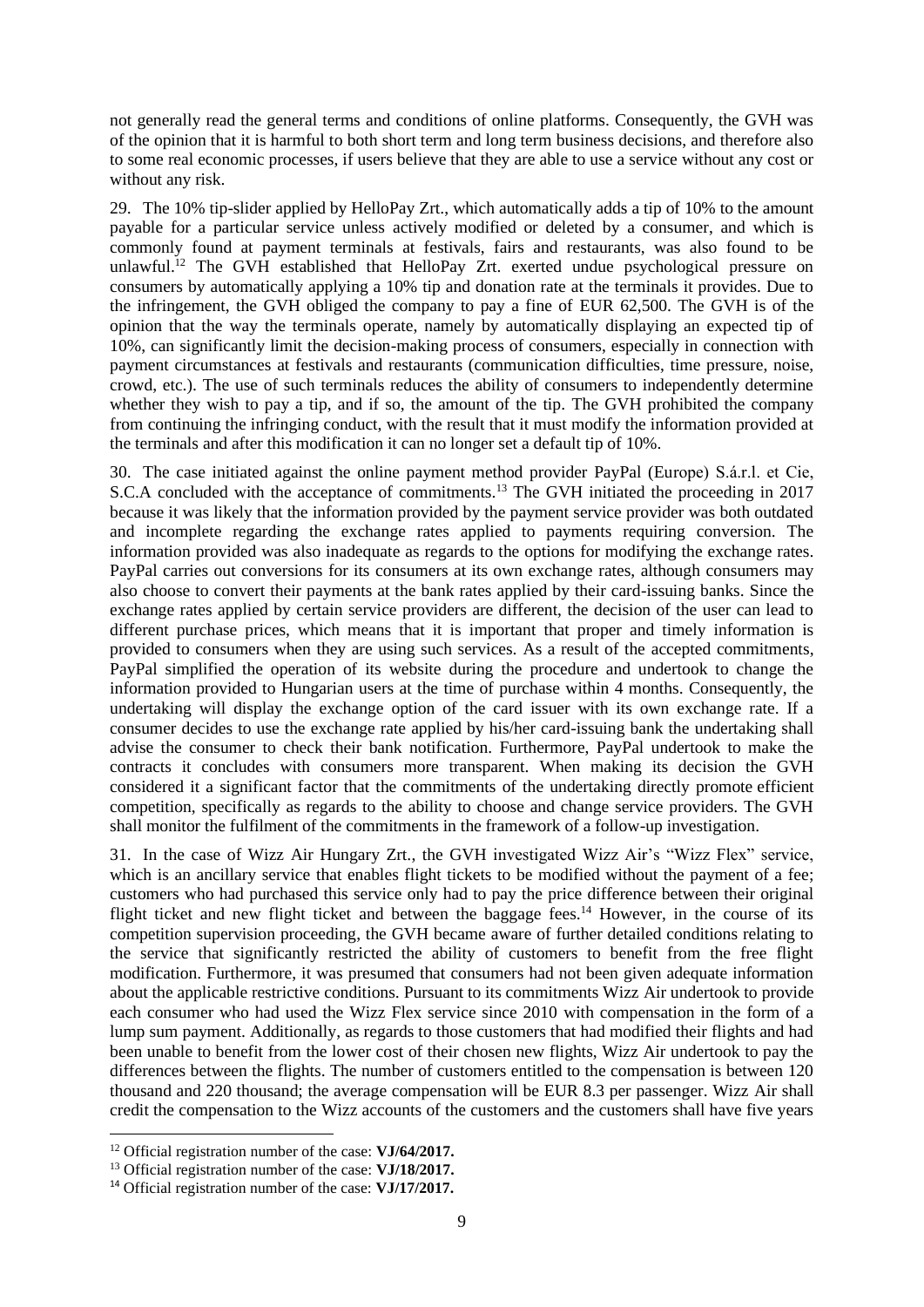not generally read the general terms and conditions of online platforms. Consequently, the GVH was of the opinion that it is harmful to both short term and long term business decisions, and therefore also to some real economic processes, if users believe that they are able to use a service without any cost or without any risk.

29. The 10% tip-slider applied by HelloPay Zrt., which automatically adds a tip of 10% to the amount payable for a particular service unless actively modified or deleted by a consumer, and which is commonly found at payment terminals at festivals, fairs and restaurants, was also found to be unlawful.[12] The GVH established that HelloPay Zrt. exerted undue psychological pressure on consumers by automatically applying a 10% tip and donation rate at the terminals it provides. Due to the infringement, the GVH obliged the company to pay a fine of EUR 62,500. The GVH is of the opinion that the way the terminals operate, namely by automatically displaying an expected tip of 10%, can significantly limit the decision-making process of consumers, especially in connection with payment circumstances at festivals and restaurants (communication difficulties, time pressure, noise, crowd, etc.). The use of such terminals reduces the ability of consumers to independently determine whether they wish to pay a tip, and if so, the amount of the tip. The GVH prohibited the company from continuing the infringing conduct, with the result that it must modify the information provided at the terminals and after this modification it can no longer set a default tip of 10%.

30. The case initiated against the online payment method provider PayPal (Europe) S.á.r.l. et Cie, S.C.A concluded with the acceptance of commitments.[13] The GVH initiated the proceeding in 2017 because it was likely that the information provided by the payment service provider was both outdated and incomplete regarding the exchange rates applied to payments requiring conversion. The information provided was also inadequate as regards to the options for modifying the exchange rates. PayPal carries out conversions for its consumers at its own exchange rates, although consumers may also choose to convert their payments at the bank rates applied by their card-issuing banks. Since the exchange rates applied by certain service providers are different, the decision of the user can lead to different purchase prices, which means that it is important that proper and timely information is provided to consumers when they are using such services. As a result of the accepted commitments, PayPal simplified the operation of its website during the procedure and undertook to change the information provided to Hungarian users at the time of purchase within 4 months. Consequently, the undertaking will display the exchange option of the card issuer with its own exchange rate. If a consumer decides to use the exchange rate applied by his/her card-issuing bank the undertaking shall advise the consumer to check their bank notification. Furthermore, PayPal undertook to make the contracts it concludes with consumers more transparent. When making its decision the GVH considered it a significant factor that the commitments of the undertaking directly promote efficient competition, specifically as regards to the ability to choose and change service providers. The GVH shall monitor the fulfilment of the commitments in the framework of a follow-up investigation.

31. In the case of Wizz Air Hungary Zrt., the GVH investigated Wizz Air's "Wizz Flex" service, which is an ancillary service that enables flight tickets to be modified without the payment of a fee; customers who had purchased this service only had to pay the price difference between their original flight ticket and new flight ticket and between the baggage fees.[14] However, in the course of its competition supervision proceeding, the GVH became aware of further detailed conditions relating to the service that significantly restricted the ability of customers to benefit from the free flight modification. Furthermore, it was presumed that consumers had not been given adequate information about the applicable restrictive conditions. Pursuant to its commitments Wizz Air undertook to provide each consumer who had used the Wizz Flex service since 2010 with compensation in the form of a lump sum payment. Additionally, as regards to those customers that had modified their flights and had been unable to benefit from the lower cost of their chosen new flights, Wizz Air undertook to pay the differences between the flights. The number of customers entitled to the compensation is between 120 thousand and 220 thousand; the average compensation will be EUR 8.3 per passenger. Wizz Air shall credit the compensation to the Wizz accounts of the customers and the customers shall have five years

[12] Official registration number of the case: **VJ/64/2017.**

[13] Official registration number of the case: **VJ/18/2017.**

[14] Official registration number of the case: **VJ/17/2017.**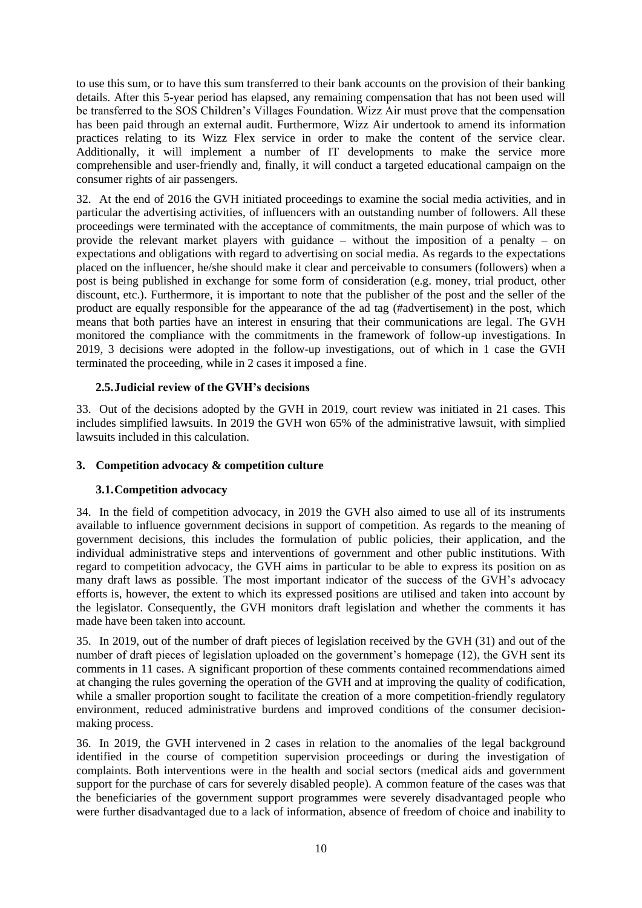to use this sum, or to have this sum transferred to their bank accounts on the provision of their banking details. After this 5-year period has elapsed, any remaining compensation that has not been used will be transferred to the SOS Children's Villages Foundation. Wizz Air must prove that the compensation has been paid through an external audit. Furthermore, Wizz Air undertook to amend its information practices relating to its Wizz Flex service in order to make the content of the service clear. Additionally, it will implement a number of IT developments to make the service more comprehensible and user-friendly and, finally, it will conduct a targeted educational campaign on the consumer rights of air passengers.

32. At the end of 2016 the GVH initiated proceedings to examine the social media activities, and in particular the advertising activities, of influencers with an outstanding number of followers. All these proceedings were terminated with the acceptance of commitments, the main purpose of which was to provide the relevant market players with guidance – without the imposition of a penalty – on expectations and obligations with regard to advertising on social media. As regards to the expectations placed on the influencer, he/she should make it clear and perceivable to consumers (followers) when a post is being published in exchange for some form of consideration (e.g. money, trial product, other discount, etc.). Furthermore, it is important to note that the publisher of the post and the seller of the product are equally responsible for the appearance of the ad tag (#advertisement) in the post, which means that both parties have an interest in ensuring that their communications are legal. The GVH monitored the compliance with the commitments in the framework of follow-up investigations. In 2019, 3 decisions were adopted in the follow-up investigations, out of which in 1 case the GVH terminated the proceeding, while in 2 cases it imposed a fine.

### 2.5. Judicial review of the GVH's decisions

33. Out of the decisions adopted by the GVH in 2019, court review was initiated in 21 cases. This includes simplified lawsuits. In 2019 the GVH won 65% of the administrative lawsuit, with simplied lawsuits included in this calculation.

## 3. Competition advocacy & competition culture

### 3.1. Competition advocacy

34. In the field of competition advocacy, in 2019 the GVH also aimed to use all of its instruments available to influence government decisions in support of competition. As regards to the meaning of government decisions, this includes the formulation of public policies, their application, and the individual administrative steps and interventions of government and other public institutions. With regard to competition advocacy, the GVH aims in particular to be able to express its position on as many draft laws as possible. The most important indicator of the success of the GVH's advocacy efforts is, however, the extent to which its expressed positions are utilised and taken into account by the legislator. Consequently, the GVH monitors draft legislation and whether the comments it has made have been taken into account.

35. In 2019, out of the number of draft pieces of legislation received by the GVH (31) and out of the number of draft pieces of legislation uploaded on the government's homepage (12), the GVH sent its comments in 11 cases. A significant proportion of these comments contained recommendations aimed at changing the rules governing the operation of the GVH and at improving the quality of codification, while a smaller proportion sought to facilitate the creation of a more competition-friendly regulatory environment, reduced administrative burdens and improved conditions of the consumer decision-making process.

36. In 2019, the GVH intervened in 2 cases in relation to the anomalies of the legal background identified in the course of competition supervision proceedings or during the investigation of complaints. Both interventions were in the health and social sectors (medical aids and government support for the purchase of cars for severely disabled people). A common feature of the cases was that the beneficiaries of the government support programmes were severely disadvantaged people who were further disadvantaged due to a lack of information, absence of freedom of choice and inability to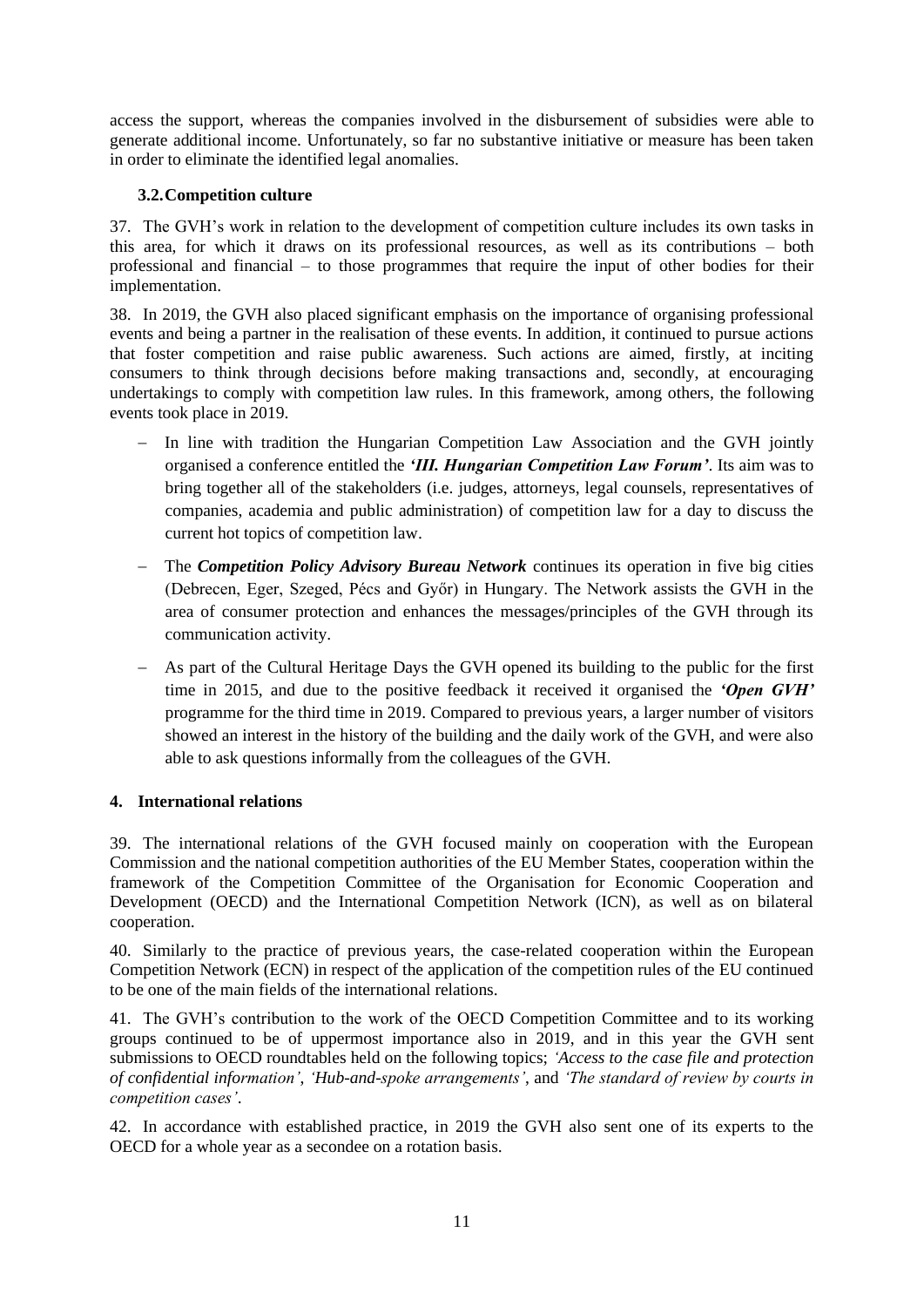access the support, whereas the companies involved in the disbursement of subsidies were able to generate additional income. Unfortunately, so far no substantive initiative or measure has been taken in order to eliminate the identified legal anomalies.

### 3.2. Competition culture

37. The GVH's work in relation to the development of competition culture includes its own tasks in this area, for which it draws on its professional resources, as well as its contributions – both professional and financial – to those programmes that require the input of other bodies for their implementation.

38. In 2019, the GVH also placed significant emphasis on the importance of organising professional events and being a partner in the realisation of these events. In addition, it continued to pursue actions that foster competition and raise public awareness. Such actions are aimed, firstly, at inciting consumers to think through decisions before making transactions and, secondly, at encouraging undertakings to comply with competition law rules. In this framework, among others, the following events took place in 2019.

- In line with tradition the Hungarian Competition Law Association and the GVH jointly organised a conference entitled the ***'III. Hungarian Competition Law Forum'***. Its aim was to bring together all of the stakeholders (i.e. judges, attorneys, legal counsels, representatives of companies, academia and public administration) of competition law for a day to discuss the current hot topics of competition law.
- The ***Competition Policy Advisory Bureau Network*** continues its operation in five big cities (Debrecen, Eger, Szeged, Pécs and Győr) in Hungary. The Network assists the GVH in the area of consumer protection and enhances the messages/principles of the GVH through its communication activity.
- As part of the Cultural Heritage Days the GVH opened its building to the public for the first time in 2015, and due to the positive feedback it received it organised the ***'Open GVH'*** programme for the third time in 2019. Compared to previous years, a larger number of visitors showed an interest in the history of the building and the daily work of the GVH, and were also able to ask questions informally from the colleagues of the GVH.

## 4. International relations

39. The international relations of the GVH focused mainly on cooperation with the European Commission and the national competition authorities of the EU Member States, cooperation within the framework of the Competition Committee of the Organisation for Economic Cooperation and Development (OECD) and the International Competition Network (ICN), as well as on bilateral cooperation.

40. Similarly to the practice of previous years, the case-related cooperation within the European Competition Network (ECN) in respect of the application of the competition rules of the EU continued to be one of the main fields of the international relations.

41. The GVH's contribution to the work of the OECD Competition Committee and to its working groups continued to be of uppermost importance also in 2019, and in this year the GVH sent submissions to OECD roundtables held on the following topics; *'Access to the case file and protection of confidential information'*, *'Hub-and-spoke arrangements'*, and *'The standard of review by courts in competition cases'*.

42. In accordance with established practice, in 2019 the GVH also sent one of its experts to the OECD for a whole year as a secondee on a rotation basis.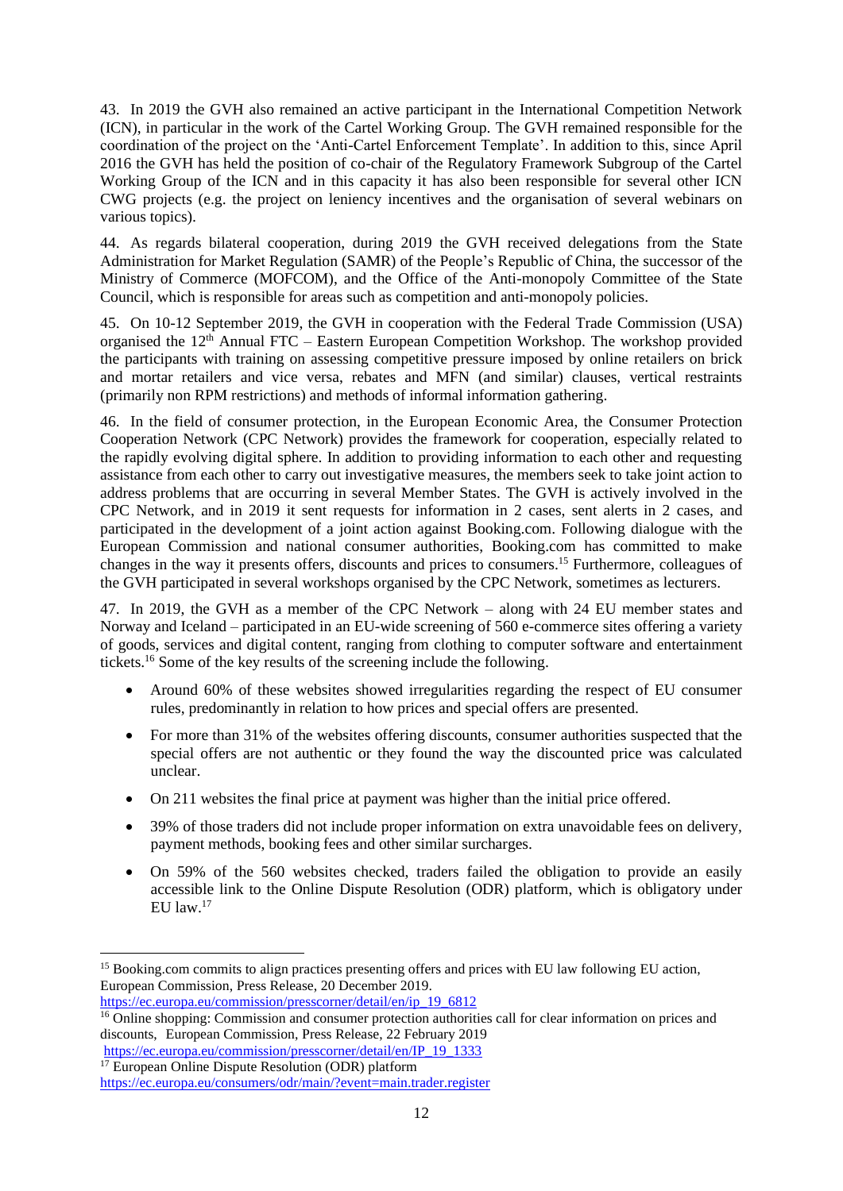43. In 2019 the GVH also remained an active participant in the International Competition Network (ICN), in particular in the work of the Cartel Working Group. The GVH remained responsible for the coordination of the project on the 'Anti-Cartel Enforcement Template'. In addition to this, since April 2016 the GVH has held the position of co-chair of the Regulatory Framework Subgroup of the Cartel Working Group of the ICN and in this capacity it has also been responsible for several other ICN CWG projects (e.g. the project on leniency incentives and the organisation of several webinars on various topics).

44. As regards bilateral cooperation, during 2019 the GVH received delegations from the State Administration for Market Regulation (SAMR) of the People's Republic of China, the successor of the Ministry of Commerce (MOFCOM), and the Office of the Anti-monopoly Committee of the State Council, which is responsible for areas such as competition and anti-monopoly policies.

45. On 10-12 September 2019, the GVH in cooperation with the Federal Trade Commission (USA) organised the 12th Annual FTC – Eastern European Competition Workshop. The workshop provided the participants with training on assessing competitive pressure imposed by online retailers on brick and mortar retailers and vice versa, rebates and MFN (and similar) clauses, vertical restraints (primarily non RPM restrictions) and methods of informal information gathering.

46. In the field of consumer protection, in the European Economic Area, the Consumer Protection Cooperation Network (CPC Network) provides the framework for cooperation, especially related to the rapidly evolving digital sphere. In addition to providing information to each other and requesting assistance from each other to carry out investigative measures, the members seek to take joint action to address problems that are occurring in several Member States. The GVH is actively involved in the CPC Network, and in 2019 it sent requests for information in 2 cases, sent alerts in 2 cases, and participated in the development of a joint action against Booking.com. Following dialogue with the European Commission and national consumer authorities, Booking.com has committed to make changes in the way it presents offers, discounts and prices to consumers.[15] Furthermore, colleagues of the GVH participated in several workshops organised by the CPC Network, sometimes as lecturers.

47. In 2019, the GVH as a member of the CPC Network – along with 24 EU member states and Norway and Iceland – participated in an EU-wide screening of 560 e-commerce sites offering a variety of goods, services and digital content, ranging from clothing to computer software and entertainment tickets.[16] Some of the key results of the screening include the following.

- Around 60% of these websites showed irregularities regarding the respect of EU consumer rules, predominantly in relation to how prices and special offers are presented.
- For more than 31% of the websites offering discounts, consumer authorities suspected that the special offers are not authentic or they found the way the discounted price was calculated unclear.
- On 211 websites the final price at payment was higher than the initial price offered.
- 39% of those traders did not include proper information on extra unavoidable fees on delivery, payment methods, booking fees and other similar surcharges.
- On 59% of the 560 websites checked, traders failed the obligation to provide an easily accessible link to the Online Dispute Resolution (ODR) platform, which is obligatory under EU law.[17]

---

[15] Booking.com commits to align practices presenting offers and prices with EU law following EU action, European Commission, Press Release, 20 December 2019. https://ec.europa.eu/commission/presscorner/detail/en/ip_19_6812

[16] Online shopping: Commission and consumer protection authorities call for clear information on prices and discounts, European Commission, Press Release, 22 February 2019 https://ec.europa.eu/commission/presscorner/detail/en/IP_19_1333

[17] European Online Dispute Resolution (ODR) platform https://ec.europa.eu/consumers/odr/main/?event=main.trader.register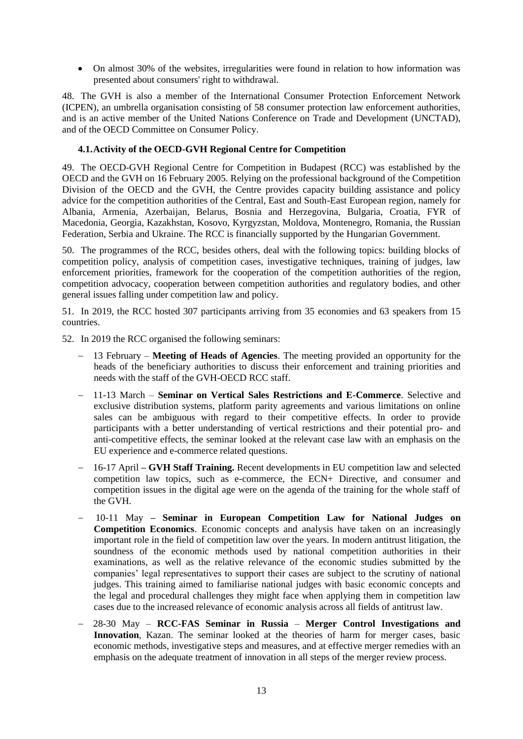- On almost 30% of the websites, irregularities were found in relation to how information was presented about consumers' right to withdrawal.

48. The GVH is also a member of the International Consumer Protection Enforcement Network (ICPEN), an umbrella organisation consisting of 58 consumer protection law enforcement authorities, and is an active member of the United Nations Conference on Trade and Development (UNCTAD), and of the OECD Committee on Consumer Policy.

### 4.1. Activity of the OECD-GVH Regional Centre for Competition

49. The OECD-GVH Regional Centre for Competition in Budapest (RCC) was established by the OECD and the GVH on 16 February 2005. Relying on the professional background of the Competition Division of the OECD and the GVH, the Centre provides capacity building assistance and policy advice for the competition authorities of the Central, East and South-East European region, namely for Albania, Armenia, Azerbaijan, Belarus, Bosnia and Herzegovina, Bulgaria, Croatia, FYR of Macedonia, Georgia, Kazakhstan, Kosovo, Kyrgyzstan, Moldova, Montenegro, Romania, the Russian Federation, Serbia and Ukraine. The RCC is financially supported by the Hungarian Government.

50. The programmes of the RCC, besides others, deal with the following topics: building blocks of competition policy, analysis of competition cases, investigative techniques, training of judges, law enforcement priorities, framework for the cooperation of the competition authorities of the region, competition advocacy, cooperation between competition authorities and regulatory bodies, and other general issues falling under competition law and policy.

51. In 2019, the RCC hosted 307 participants arriving from 35 economies and 63 speakers from 15 countries.

52. In 2019 the RCC organised the following seminars:

- 13 February – **Meeting of Heads of Agencies**. The meeting provided an opportunity for the heads of the beneficiary authorities to discuss their enforcement and training priorities and needs with the staff of the GVH-OECD RCC staff.
- 11-13 March – **Seminar on Vertical Sales Restrictions and E-Commerce**. Selective and exclusive distribution systems, platform parity agreements and various limitations on online sales can be ambiguous with regard to their competitive effects. In order to provide participants with a better understanding of vertical restrictions and their potential pro- and anti-competitive effects, the seminar looked at the relevant case law with an emphasis on the EU experience and e-commerce related questions.
- 16-17 April **– GVH Staff Training.** Recent developments in EU competition law and selected competition law topics, such as e-commerce, the ECN+ Directive, and consumer and competition issues in the digital age were on the agenda of the training for the whole staff of the GVH.
- 10-11 May **– Seminar in European Competition Law for National Judges on Competition Economics**. Economic concepts and analysis have taken on an increasingly important role in the field of competition law over the years. In modern antitrust litigation, the soundness of the economic methods used by national competition authorities in their examinations, as well as the relative relevance of the economic studies submitted by the companies' legal representatives to support their cases are subject to the scrutiny of national judges. This training aimed to familiarise national judges with basic economic concepts and the legal and procedural challenges they might face when applying them in competition law cases due to the increased relevance of economic analysis across all fields of antitrust law.
- 28-30 May – **RCC-FAS Seminar in Russia** – **Merger Control Investigations and Innovation**, Kazan. The seminar looked at the theories of harm for merger cases, basic economic methods, investigative steps and measures, and at effective merger remedies with an emphasis on the adequate treatment of innovation in all steps of the merger review process.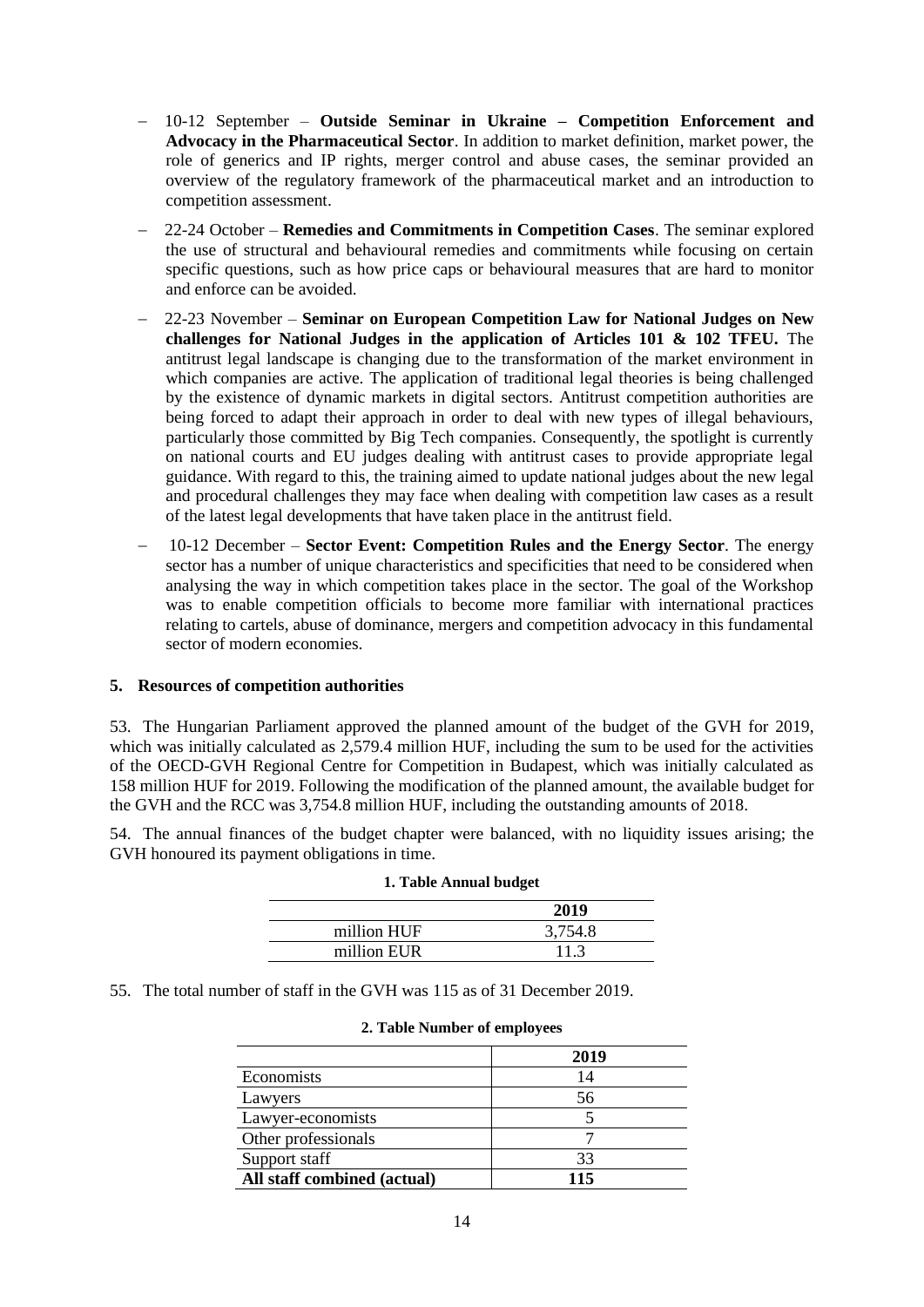- 10-12 September – **Outside Seminar in Ukraine – Competition Enforcement and Advocacy in the Pharmaceutical Sector**. In addition to market definition, market power, the role of generics and IP rights, merger control and abuse cases, the seminar provided an overview of the regulatory framework of the pharmaceutical market and an introduction to competition assessment.
- 22-24 October – **Remedies and Commitments in Competition Cases**. The seminar explored the use of structural and behavioural remedies and commitments while focusing on certain specific questions, such as how price caps or behavioural measures that are hard to monitor and enforce can be avoided.
- 22-23 November – **Seminar on European Competition Law for National Judges on New challenges for National Judges in the application of Articles 101 & 102 TFEU.** The antitrust legal landscape is changing due to the transformation of the market environment in which companies are active. The application of traditional legal theories is being challenged by the existence of dynamic markets in digital sectors. Antitrust competition authorities are being forced to adapt their approach in order to deal with new types of illegal behaviours, particularly those committed by Big Tech companies. Consequently, the spotlight is currently on national courts and EU judges dealing with antitrust cases to provide appropriate legal guidance. With regard to this, the training aimed to update national judges about the new legal and procedural challenges they may face when dealing with competition law cases as a result of the latest legal developments that have taken place in the antitrust field.
- 10-12 December – **Sector Event: Competition Rules and the Energy Sector**. The energy sector has a number of unique characteristics and specificities that need to be considered when analysing the way in which competition takes place in the sector. The goal of the Workshop was to enable competition officials to become more familiar with international practices relating to cartels, abuse of dominance, mergers and competition advocacy in this fundamental sector of modern economies.

## 5. Resources of competition authorities

53. The Hungarian Parliament approved the planned amount of the budget of the GVH for 2019, which was initially calculated as 2,579.4 million HUF, including the sum to be used for the activities of the OECD-GVH Regional Centre for Competition in Budapest, which was initially calculated as 158 million HUF for 2019. Following the modification of the planned amount, the available budget for the GVH and the RCC was 3,754.8 million HUF, including the outstanding amounts of 2018.

54. The annual finances of the budget chapter were balanced, with no liquidity issues arising; the GVH honoured its payment obligations in time.

**1. Table Annual budget**

| | 2019 |
|---|---|
| million HUF | 3,754.8 |
| million EUR | 11.3 |

55. The total number of staff in the GVH was 115 as of 31 December 2019.

**2. Table Number of employees**

| | 2019 |
|---|---|
| Economists | 14 |
| Lawyers | 56 |
| Lawyer-economists | 5 |
| Other professionals | 7 |
| Support staff | 33 |
| **All staff combined (actual)** | **115** |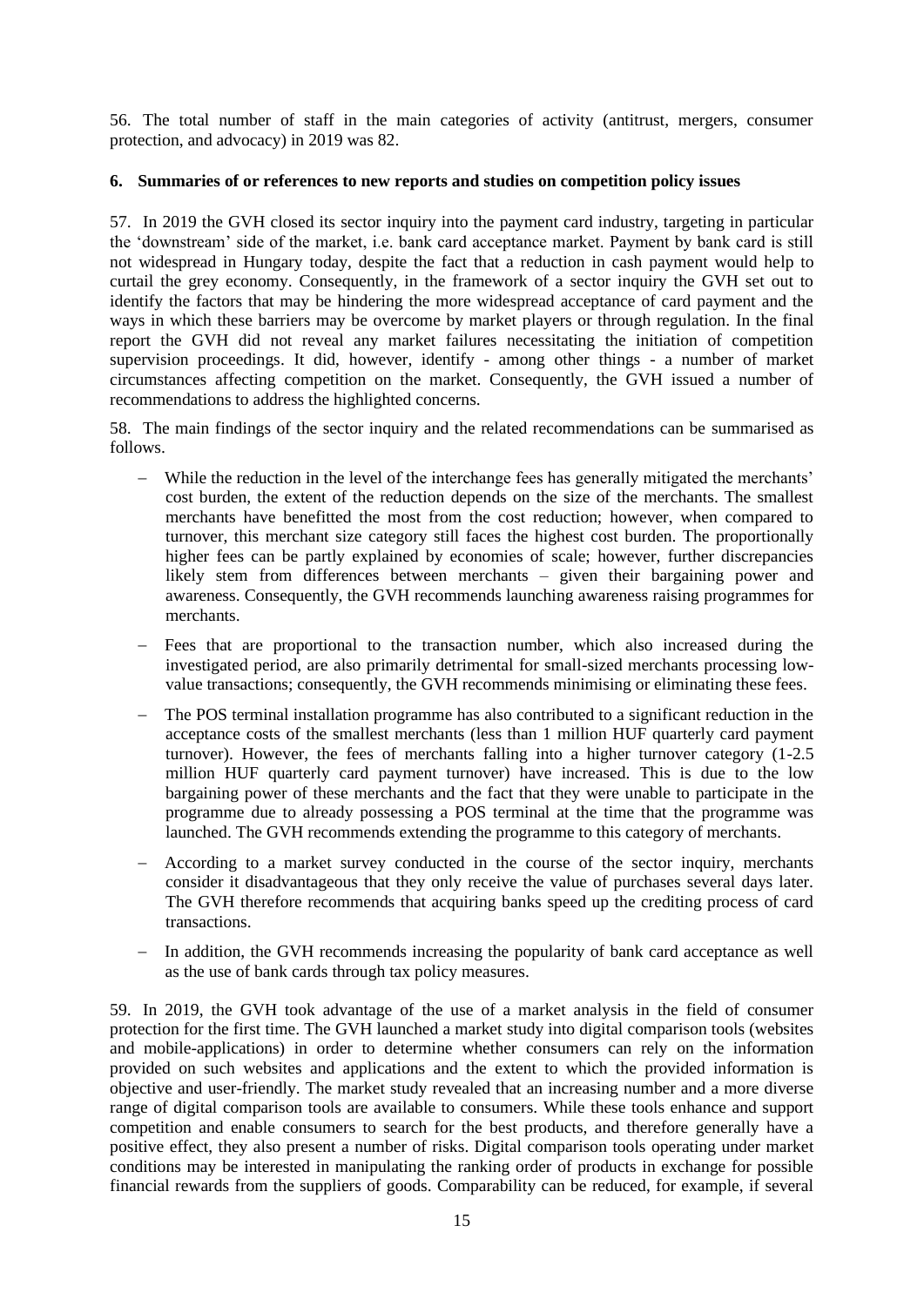56. The total number of staff in the main categories of activity (antitrust, mergers, consumer protection, and advocacy) in 2019 was 82.

## 6. Summaries of or references to new reports and studies on competition policy issues

57. In 2019 the GVH closed its sector inquiry into the payment card industry, targeting in particular the 'downstream' side of the market, i.e. bank card acceptance market. Payment by bank card is still not widespread in Hungary today, despite the fact that a reduction in cash payment would help to curtail the grey economy. Consequently, in the framework of a sector inquiry the GVH set out to identify the factors that may be hindering the more widespread acceptance of card payment and the ways in which these barriers may be overcome by market players or through regulation. In the final report the GVH did not reveal any market failures necessitating the initiation of competition supervision proceedings. It did, however, identify - among other things - a number of market circumstances affecting competition on the market. Consequently, the GVH issued a number of recommendations to address the highlighted concerns.

58. The main findings of the sector inquiry and the related recommendations can be summarised as follows.

- While the reduction in the level of the interchange fees has generally mitigated the merchants' cost burden, the extent of the reduction depends on the size of the merchants. The smallest merchants have benefitted the most from the cost reduction; however, when compared to turnover, this merchant size category still faces the highest cost burden. The proportionally higher fees can be partly explained by economies of scale; however, further discrepancies likely stem from differences between merchants – given their bargaining power and awareness. Consequently, the GVH recommends launching awareness raising programmes for merchants.
- Fees that are proportional to the transaction number, which also increased during the investigated period, are also primarily detrimental for small-sized merchants processing low-value transactions; consequently, the GVH recommends minimising or eliminating these fees.
- The POS terminal installation programme has also contributed to a significant reduction in the acceptance costs of the smallest merchants (less than 1 million HUF quarterly card payment turnover). However, the fees of merchants falling into a higher turnover category (1-2.5 million HUF quarterly card payment turnover) have increased. This is due to the low bargaining power of these merchants and the fact that they were unable to participate in the programme due to already possessing a POS terminal at the time that the programme was launched. The GVH recommends extending the programme to this category of merchants.
- According to a market survey conducted in the course of the sector inquiry, merchants consider it disadvantageous that they only receive the value of purchases several days later. The GVH therefore recommends that acquiring banks speed up the crediting process of card transactions.
- In addition, the GVH recommends increasing the popularity of bank card acceptance as well as the use of bank cards through tax policy measures.

59. In 2019, the GVH took advantage of the use of a market analysis in the field of consumer protection for the first time. The GVH launched a market study into digital comparison tools (websites and mobile-applications) in order to determine whether consumers can rely on the information provided on such websites and applications and the extent to which the provided information is objective and user-friendly. The market study revealed that an increasing number and a more diverse range of digital comparison tools are available to consumers. While these tools enhance and support competition and enable consumers to search for the best products, and therefore generally have a positive effect, they also present a number of risks. Digital comparison tools operating under market conditions may be interested in manipulating the ranking order of products in exchange for possible financial rewards from the suppliers of goods. Comparability can be reduced, for example, if several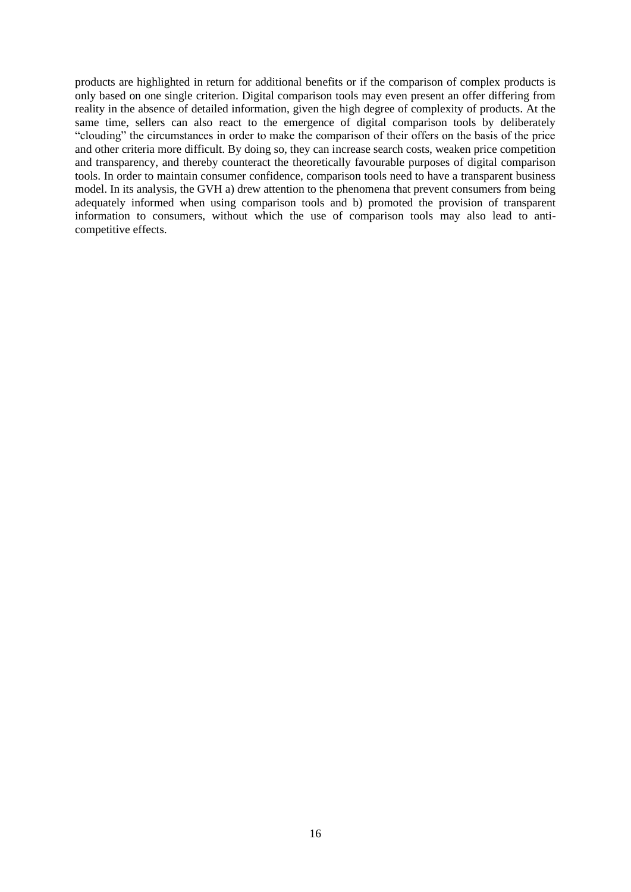products are highlighted in return for additional benefits or if the comparison of complex products is only based on one single criterion. Digital comparison tools may even present an offer differing from reality in the absence of detailed information, given the high degree of complexity of products. At the same time, sellers can also react to the emergence of digital comparison tools by deliberately "clouding" the circumstances in order to make the comparison of their offers on the basis of the price and other criteria more difficult. By doing so, they can increase search costs, weaken price competition and transparency, and thereby counteract the theoretically favourable purposes of digital comparison tools. In order to maintain consumer confidence, comparison tools need to have a transparent business model. In its analysis, the GVH a) drew attention to the phenomena that prevent consumers from being adequately informed when using comparison tools and b) promoted the provision of transparent information to consumers, without which the use of comparison tools may also lead to anti-competitive effects.